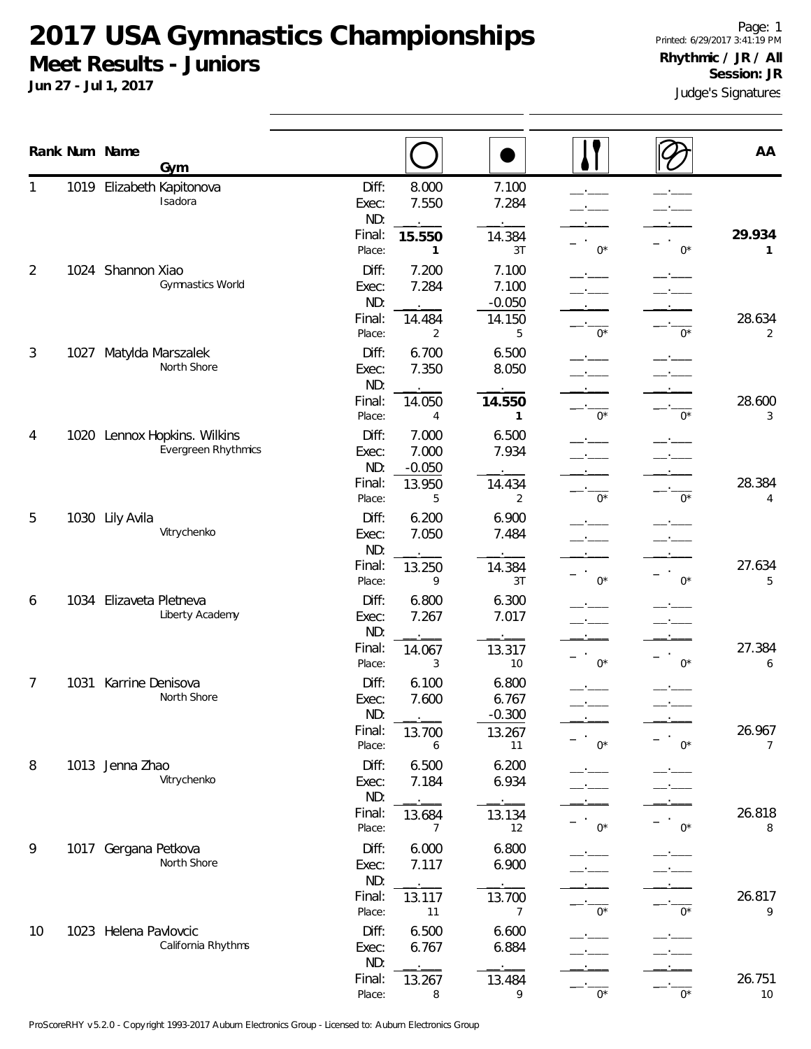# 2017 USA Gymnastics Championships

## Meet Results - Juniors

**Jun 27 - Jul 1, 2017**

Page: 1
Printed: 6/29/2017 3:41:19 PM

**Rhythmic / JR / All**
**Session: JR**

Judge's Signatures

| Rank | Num | Name / Gym | | Hoop | Ball | Clubs | Ribbon | AA |
|---|---|---|---|---|---|---|---|---|
| 1 | 1019 | Elizabeth Kapitonova | Diff: | 8.000 | 7.100 | \_\_.\_\_\_ | \_\_.\_\_\_ | |
| | | Isadora | Exec: | 7.550 | 7.284 | \_\_.\_\_\_ | \_\_.\_\_\_ | |
| | | | ND: | \_\_.\_\_\_ | \_\_.\_\_\_ | \_\_.\_\_\_ | \_\_.\_\_\_ | |
| | | | Final: | **15.550** | 14.384 | \_.\_\_ | \_.\_\_ | **29.934** |
| | | | Place: | 1 | 3T | 0* | 0* | 1 |
| 2 | 1024 | Shannon Xiao | Diff: | 7.200 | 7.100 | \_\_.\_\_\_ | \_\_.\_\_\_ | |
| | | Gymnastics World | Exec: | 7.284 | 7.100 | \_\_.\_\_\_ | \_\_.\_\_\_ | |
| | | | ND: | \_\_.\_\_\_ | -0.050 | \_\_.\_\_\_ | \_\_.\_\_\_ | |
| | | | Final: | 14.484 | 14.150 | \_\_.\_\_\_ | \_\_.\_\_\_ | 28.634 |
| | | | Place: | 2 | 5 | 0* | 0* | 2 |
| 3 | 1027 | Matylda Marszalek | Diff: | 6.700 | 6.500 | \_\_.\_\_\_ | \_\_.\_\_\_ | |
| | | North Shore | Exec: | 7.350 | 8.050 | \_\_.\_\_\_ | \_\_.\_\_\_ | |
| | | | ND: | \_\_.\_\_\_ | \_\_.\_\_\_ | \_\_.\_\_\_ | \_\_.\_\_\_ | |
| | | | Final: | 14.050 | **14.550** | \_\_.\_\_\_ | \_\_.\_\_\_ | 28.600 |
| | | | Place: | 4 | 1 | 0* | 0* | 3 |
| 4 | 1020 | Lennox Hopkins. Wilkins | Diff: | 7.000 | 6.500 | \_\_.\_\_\_ | \_\_.\_\_\_ | |
| | | Evergreen Rhythmics | Exec: | 7.000 | 7.934 | \_\_.\_\_\_ | \_\_.\_\_\_ | |
| | | | ND: | -0.050 | \_\_.\_\_\_ | \_\_.\_\_\_ | \_\_.\_\_\_ | |
| | | | Final: | 13.950 | 14.434 | \_\_.\_\_\_ | \_\_.\_\_\_ | 28.384 |
| | | | Place: | 5 | 2 | 0* | 0* | 4 |
| 5 | 1030 | Lily Avila | Diff: | 6.200 | 6.900 | \_\_.\_\_\_ | \_\_.\_\_\_ | |
| | | Vitrychenko | Exec: | 7.050 | 7.484 | \_\_.\_\_\_ | \_\_.\_\_\_ | |
| | | | ND: | \_\_.\_\_\_ | \_\_.\_\_\_ | \_\_.\_\_\_ | \_\_.\_\_\_ | |
| | | | Final: | 13.250 | 14.384 | \_.\_\_ | \_.\_\_ | 27.634 |
| | | | Place: | 9 | 3T | 0* | 0* | 5 |
| 6 | 1034 | Elizaveta Pletneva | Diff: | 6.800 | 6.300 | \_\_.\_\_\_ | \_\_.\_\_\_ | |
| | | Liberty Academy | Exec: | 7.267 | 7.017 | \_\_.\_\_\_ | \_\_.\_\_\_ | |
| | | | ND: | \_\_.\_\_\_ | \_\_.\_\_\_ | \_\_.\_\_\_ | \_\_.\_\_\_ | |
| | | | Final: | 14.067 | 13.317 | \_.\_\_ | \_.\_\_ | 27.384 |
| | | | Place: | 3 | 10 | 0* | 0* | 6 |
| 7 | 1031 | Karrine Denisova | Diff: | 6.100 | 6.800 | \_\_.\_\_\_ | \_\_.\_\_\_ | |
| | | North Shore | Exec: | 7.600 | 6.767 | \_\_.\_\_\_ | \_\_.\_\_\_ | |
| | | | ND: | \_\_.\_\_\_ | -0.300 | \_\_.\_\_\_ | \_\_.\_\_\_ | |
| | | | Final: | 13.700 | 13.267 | \_.\_\_ | \_.\_\_ | 26.967 |
| | | | Place: | 6 | 11 | 0* | 0* | 7 |
| 8 | 1013 | Jenna Zhao | Diff: | 6.500 | 6.200 | \_\_.\_\_\_ | \_\_.\_\_\_ | |
| | | Vitrychenko | Exec: | 7.184 | 6.934 | \_\_.\_\_\_ | \_\_.\_\_\_ | |
| | | | ND: | \_\_.\_\_\_ | \_\_.\_\_\_ | \_\_.\_\_\_ | \_\_.\_\_\_ | |
| | | | Final: | 13.684 | 13.134 | \_.\_\_ | \_.\_\_ | 26.818 |
| | | | Place: | 7 | 12 | 0* | 0* | 8 |
| 9 | 1017 | Gergana Petkova | Diff: | 6.000 | 6.800 | \_\_.\_\_\_ | \_\_.\_\_\_ | |
| | | North Shore | Exec: | 7.117 | 6.900 | \_\_.\_\_\_ | \_\_.\_\_\_ | |
| | | | ND: | \_\_.\_\_\_ | \_\_.\_\_\_ | \_\_.\_\_\_ | \_\_.\_\_\_ | |
| | | | Final: | 13.117 | 13.700 | \_\_.\_\_\_ | \_\_.\_\_\_ | 26.817 |
| | | | Place: | 11 | 7 | 0* | 0* | 9 |
| 10 | 1023 | Helena Pavlovcic | Diff: | 6.500 | 6.600 | \_\_.\_\_\_ | \_\_.\_\_\_ | |
| | | California Rhythms | Exec: | 6.767 | 6.884 | \_\_.\_\_\_ | \_\_.\_\_\_ | |
| | | | ND: | \_\_.\_\_\_ | \_\_.\_\_\_ | \_\_.\_\_\_ | \_\_.\_\_\_ | |
| | | | Final: | 13.267 | 13.484 | \_\_.\_\_\_ | \_\_.\_\_\_ | 26.751 |
| | | | Place: | 8 | 9 | 0* | 0* | 10 |

ProScoreRHY v5.2.0 - Copyright 1993-2017 Auburn Electronics Group - Licensed to: Auburn Electronics Group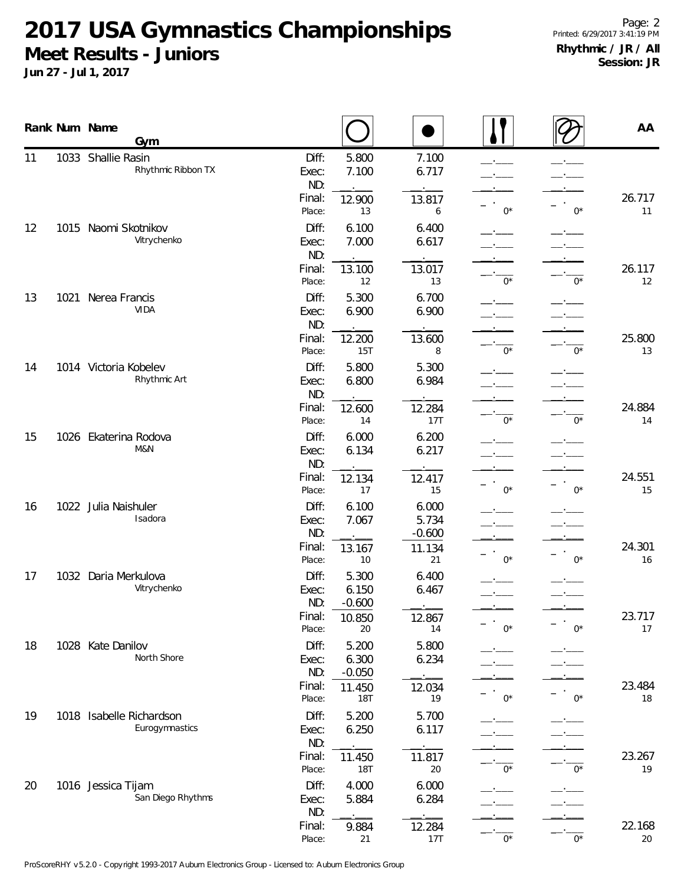# 2017 USA Gymnastics Championships

## Meet Results - Juniors

**Jun 27 - Jul 1, 2017**

Page: 2
Printed: 6/29/2017 3:41:19 PM
**Rhythmic / JR / All**
**Session: JR**

| Rank | Num | Name / Gym | | Hoop | Ball | Clubs | Ribbon | AA |
|---|---|---|---|---|---|---|---|---|
| 11 | 1033 | Shallie Rasin | Diff: | 5.800 | 7.100 | __.___ | __.___ | |
| | | Rhythmic Ribbon TX | Exec: | 7.100 | 6.717 | __.___ | __.___ | |
| | | | ND: | __.___ | __.___ | __.___ | __.___ | |
| | | | Final: | 12.900 | 13.817 | _ . | _ . | 26.717 |
| | | | Place: | 13 | 6 | 0* | 0* | 11 |
| 12 | 1015 | Naomi Skotnikov | Diff: | 6.100 | 6.400 | __.___ | __.___ | |
| | | Vitrychenko | Exec: | 7.000 | 6.617 | __.___ | __.___ | |
| | | | ND: | __.___ | __.___ | __.___ | __.___ | |
| | | | Final: | 13.100 | 13.017 | __.___ | __.___ | 26.117 |
| | | | Place: | 12 | 13 | 0* | 0* | 12 |
| 13 | 1021 | Nerea Francis | Diff: | 5.300 | 6.700 | __.___ | __.___ | |
| | | VIDA | Exec: | 6.900 | 6.900 | __.___ | __.___ | |
| | | | ND: | __.___ | __.___ | __.___ | __.___ | |
| | | | Final: | 12.200 | 13.600 | __.___ | __.___ | 25.800 |
| | | | Place: | 15T | 8 | 0* | 0* | 13 |
| 14 | 1014 | Victoria Kobelev | Diff: | 5.800 | 5.300 | __.___ | __.___ | |
| | | Rhythmic Art | Exec: | 6.800 | 6.984 | __.___ | __.___ | |
| | | | ND: | __.___ | __.___ | __.___ | __.___ | |
| | | | Final: | 12.600 | 12.284 | __.___ | __.___ | 24.884 |
| | | | Place: | 14 | 17T | 0* | 0* | 14 |
| 15 | 1026 | Ekaterina Rodova | Diff: | 6.000 | 6.200 | __.___ | __.___ | |
| | | M&N | Exec: | 6.134 | 6.217 | __.___ | __.___ | |
| | | | ND: | __.___ | __.___ | __.___ | __.___ | |
| | | | Final: | 12.134 | 12.417 | _ . | _ . | 24.551 |
| | | | Place: | 17 | 15 | 0* | 0* | 15 |
| 16 | 1022 | Julia Naishuler | Diff: | 6.100 | 6.000 | __.___ | __.___ | |
| | | Isadora | Exec: | 7.067 | 5.734 | __.___ | __.___ | |
| | | | ND: | __.___ | -0.600 | __.___ | __.___ | |
| | | | Final: | 13.167 | 11.134 | _ . | _ . | 24.301 |
| | | | Place: | 10 | 21 | 0* | 0* | 16 |
| 17 | 1032 | Daria Merkulova | Diff: | 5.300 | 6.400 | __.___ | __.___ | |
| | | Vitrychenko | Exec: | 6.150 | 6.467 | __.___ | __.___ | |
| | | | ND: | -0.600 | __.___ | __.___ | __.___ | |
| | | | Final: | 10.850 | 12.867 | _ . | _ . | 23.717 |
| | | | Place: | 20 | 14 | 0* | 0* | 17 |
| 18 | 1028 | Kate Danilov | Diff: | 5.200 | 5.800 | __.___ | __.___ | |
| | | North Shore | Exec: | 6.300 | 6.234 | __.___ | __.___ | |
| | | | ND: | -0.050 | __.___ | __.___ | __.___ | |
| | | | Final: | 11.450 | 12.034 | _ . | _ . | 23.484 |
| | | | Place: | 18T | 19 | 0* | 0* | 18 |
| 19 | 1018 | Isabelle Richardson | Diff: | 5.200 | 5.700 | __.___ | __.___ | |
| | | Eurogymnastics | Exec: | 6.250 | 6.117 | __.___ | __.___ | |
| | | | ND: | __.___ | __.___ | __.___ | __.___ | |
| | | | Final: | 11.450 | 11.817 | __.___ | __.___ | 23.267 |
| | | | Place: | 18T | 20 | 0* | 0* | 19 |
| 20 | 1016 | Jessica Tijam | Diff: | 4.000 | 6.000 | __.___ | __.___ | |
| | | San Diego Rhythms | Exec: | 5.884 | 6.284 | __.___ | __.___ | |
| | | | ND: | __.___ | __.___ | __.___ | __.___ | |
| | | | Final: | 9.884 | 12.284 | __.___ | __.___ | 22.168 |
| | | | Place: | 21 | 17T | 0* | 0* | 20 |

ProScoreRHY v5.2.0 - Copyright 1993-2017 Auburn Electronics Group - Licensed to: Auburn Electronics Group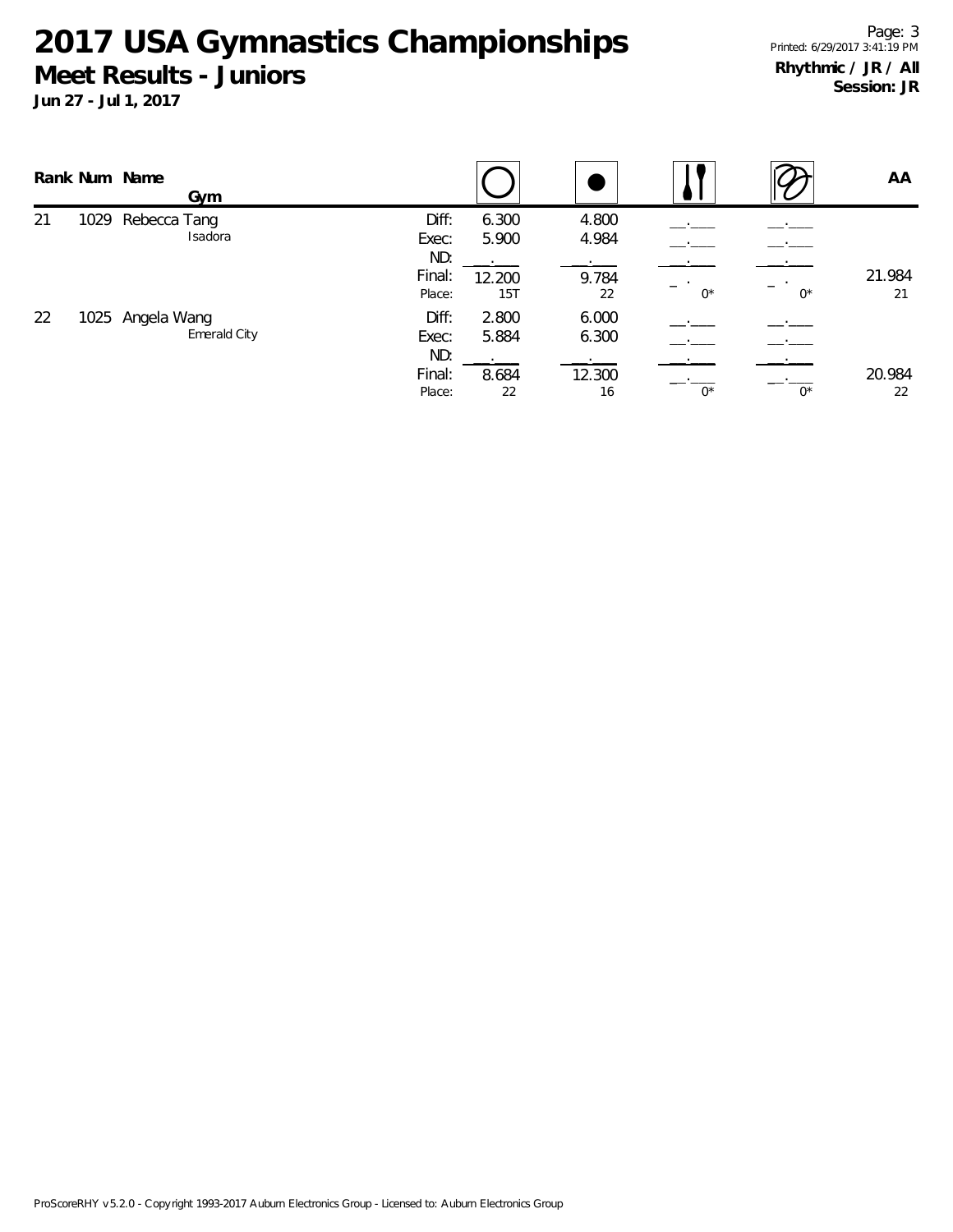# 2017 USA Gymnastics Championships

## Meet Results - Juniors

**Jun 27 - Jul 1, 2017**

**Rhythmic / JR / All**
**Session: JR**

| Rank | Num | Name / Gym | | Hoop | Ball | Clubs | Ribbon | AA |
|---|---|---|---|---|---|---|---|---|
| 21 | 1029 | Rebecca Tang | Diff: | 6.300 | 4.800 | __.___ | __.___ | |
| | | Isadora | Exec: | 5.900 | 4.984 | __.___ | __.___ | |
| | | | ND: | __.___ | __.___ | __.___ | __.___ | |
| | | | Final: | 12.200 | 9.784 | _ . | _ . | 21.984 |
| | | | Place: | 15T | 22 | 0* | 0* | 21 |
| 22 | 1025 | Angela Wang | Diff: | 2.800 | 6.000 | __.___ | __.___ | |
| | | Emerald City | Exec: | 5.884 | 6.300 | __.___ | __.___ | |
| | | | ND: | __.___ | __.___ | __.___ | __.___ | |
| | | | Final: | 8.684 | 12.300 | __.___ | __.___ | 20.984 |
| | | | Place: | 22 | 16 | 0* | 0* | 22 |